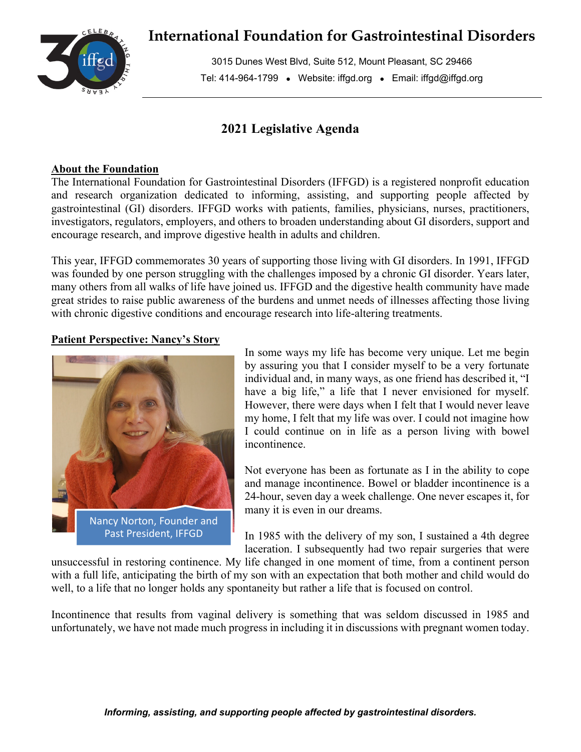# International Foundation for Gastrointestinal Disorders

3015 Dunes West Blvd, Suite 512, Mount Pleasant, SC 29466

Tel: 414-964-1799 • Website: iffgd.org • Email: iffgd@iffgd.org

## 2021 Legislative Agenda

**About the Foundation**

The International Foundation for Gastrointestinal Disorders (IFFGD) is a registered nonprofit education and research organization dedicated to informing, assisting, and supporting people affected by gastrointestinal (GI) disorders. IFFGD works with patients, families, physicians, nurses, practitioners, investigators, regulators, employers, and others to broaden understanding about GI disorders, support and encourage research, and improve digestive health in adults and children.

This year, IFFGD commemorates 30 years of supporting those living with GI disorders. In 1991, IFFGD was founded by one person struggling with the challenges imposed by a chronic GI disorder. Years later, many others from all walks of life have joined us. IFFGD and the digestive health community have made great strides to raise public awareness of the burdens and unmet needs of illnesses affecting those living with chronic digestive conditions and encourage research into life-altering treatments.

**Patient Perspective: Nancy's Story**

Nancy Norton, Founder and Past President, IFFGD

In some ways my life has become very unique. Let me begin by assuring you that I consider myself to be a very fortunate individual and, in many ways, as one friend has described it, "I have a big life," a life that I never envisioned for myself. However, there were days when I felt that I would never leave my home, I felt that my life was over. I could not imagine how I could continue on in life as a person living with bowel incontinence.

Not everyone has been as fortunate as I in the ability to cope and manage incontinence. Bowel or bladder incontinence is a 24-hour, seven day a week challenge. One never escapes it, for many it is even in our dreams.

In 1985 with the delivery of my son, I sustained a 4th degree laceration. I subsequently had two repair surgeries that were unsuccessful in restoring continence. My life changed in one moment of time, from a continent person with a full life, anticipating the birth of my son with an expectation that both mother and child would do well, to a life that no longer holds any spontaneity but rather a life that is focused on control.

Incontinence that results from vaginal delivery is something that was seldom discussed in 1985 and unfortunately, we have not made much progress in including it in discussions with pregnant women today.

*Informing, assisting, and supporting people affected by gastrointestinal disorders.*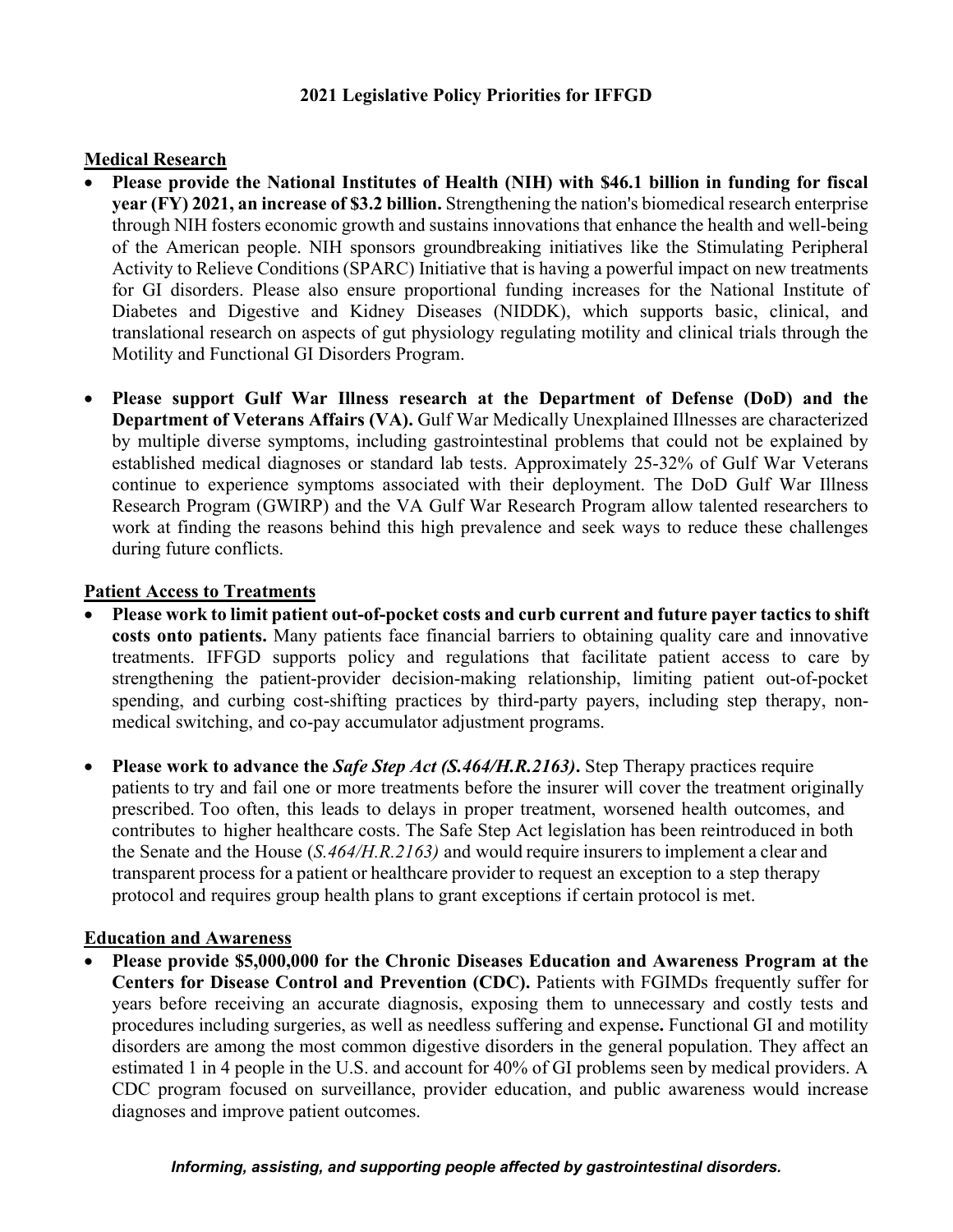**2021 Legislative Policy Priorities for IFFGD**

## Medical Research

- **Please provide the National Institutes of Health (NIH) with $46.1 billion in funding for fiscal year (FY) 2021, an increase of $3.2 billion.** Strengthening the nation's biomedical research enterprise through NIH fosters economic growth and sustains innovations that enhance the health and well-being of the American people. NIH sponsors groundbreaking initiatives like the Stimulating Peripheral Activity to Relieve Conditions (SPARC) Initiative that is having a powerful impact on new treatments for GI disorders. Please also ensure proportional funding increases for the National Institute of Diabetes and Digestive and Kidney Diseases (NIDDK), which supports basic, clinical, and translational research on aspects of gut physiology regulating motility and clinical trials through the Motility and Functional GI Disorders Program.

- **Please support Gulf War Illness research at the Department of Defense (DoD) and the Department of Veterans Affairs (VA).** Gulf War Medically Unexplained Illnesses are characterized by multiple diverse symptoms, including gastrointestinal problems that could not be explained by established medical diagnoses or standard lab tests. Approximately 25-32% of Gulf War Veterans continue to experience symptoms associated with their deployment. The DoD Gulf War Illness Research Program (GWIRP) and the VA Gulf War Research Program allow talented researchers to work at finding the reasons behind this high prevalence and seek ways to reduce these challenges during future conflicts.

## Patient Access to Treatments

- **Please work to limit patient out-of-pocket costs and curb current and future payer tactics to shift costs onto patients.** Many patients face financial barriers to obtaining quality care and innovative treatments. IFFGD supports policy and regulations that facilitate patient access to care by strengthening the patient-provider decision-making relationship, limiting patient out-of-pocket spending, and curbing cost-shifting practices by third-party payers, including step therapy, non-medical switching, and co-pay accumulator adjustment programs.

- **Please work to advance the *Safe Step Act (S.464/H.R.2163)*.** Step Therapy practices require patients to try and fail one or more treatments before the insurer will cover the treatment originally prescribed. Too often, this leads to delays in proper treatment, worsened health outcomes, and contributes to higher healthcare costs. The Safe Step Act legislation has been reintroduced in both the Senate and the House (*S.464/H.R.2163)* and would require insurers to implement a clear and transparent process for a patient or healthcare provider to request an exception to a step therapy protocol and requires group health plans to grant exceptions if certain protocol is met.

## Education and Awareness

- **Please provide $5,000,000 for the Chronic Diseases Education and Awareness Program at the Centers for Disease Control and Prevention (CDC).** Patients with FGIMDs frequently suffer for years before receiving an accurate diagnosis, exposing them to unnecessary and costly tests and procedures including surgeries, as well as needless suffering and expense**.** Functional GI and motility disorders are among the most common digestive disorders in the general population. They affect an estimated 1 in 4 people in the U.S. and account for 40% of GI problems seen by medical providers. A CDC program focused on surveillance, provider education, and public awareness would increase diagnoses and improve patient outcomes.

***Informing, assisting, and supporting people affected by gastrointestinal disorders.***